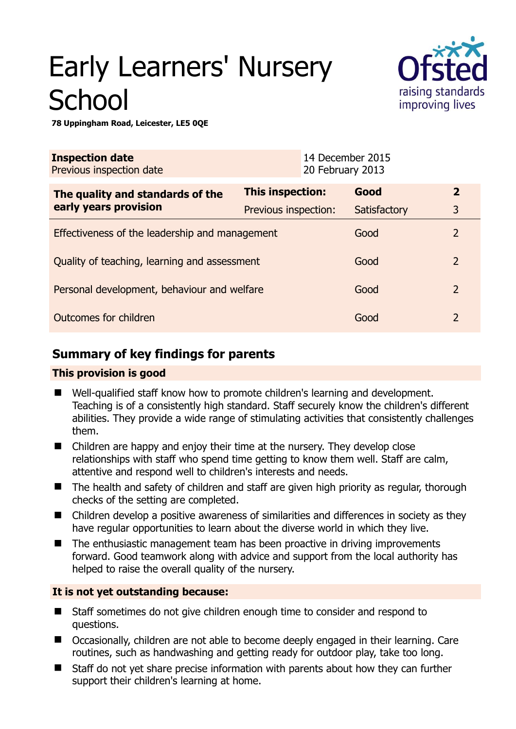# Early Learners' Nursery School

**78 Uppingham Road, Leicester, LE5 0QE**

| **Inspection date** | 14 December 2015 |
|---|---|
| Previous inspection date | 20 February 2013 |

| **The quality and standards of the early years provision** | **This inspection:** | **Good** | **2** |
|---|---|---|---|
| | Previous inspection: | Satisfactory | 3 |
| Effectiveness of the leadership and management | | Good | 2 |
| Quality of teaching, learning and assessment | | Good | 2 |
| Personal development, behaviour and welfare | | Good | 2 |
| Outcomes for children | | Good | 2 |

## Summary of key findings for parents

**This provision is good**

- Well-qualified staff know how to promote children's learning and development. Teaching is of a consistently high standard. Staff securely know the children's different abilities. They provide a wide range of stimulating activities that consistently challenges them.
- Children are happy and enjoy their time at the nursery. They develop close relationships with staff who spend time getting to know them well. Staff are calm, attentive and respond well to children's interests and needs.
- The health and safety of children and staff are given high priority as regular, thorough checks of the setting are completed.
- Children develop a positive awareness of similarities and differences in society as they have regular opportunities to learn about the diverse world in which they live.
- The enthusiastic management team has been proactive in driving improvements forward. Good teamwork along with advice and support from the local authority has helped to raise the overall quality of the nursery.

**It is not yet outstanding because:**

- Staff sometimes do not give children enough time to consider and respond to questions.
- Occasionally, children are not able to become deeply engaged in their learning. Care routines, such as handwashing and getting ready for outdoor play, take too long.
- Staff do not yet share precise information with parents about how they can further support their children's learning at home.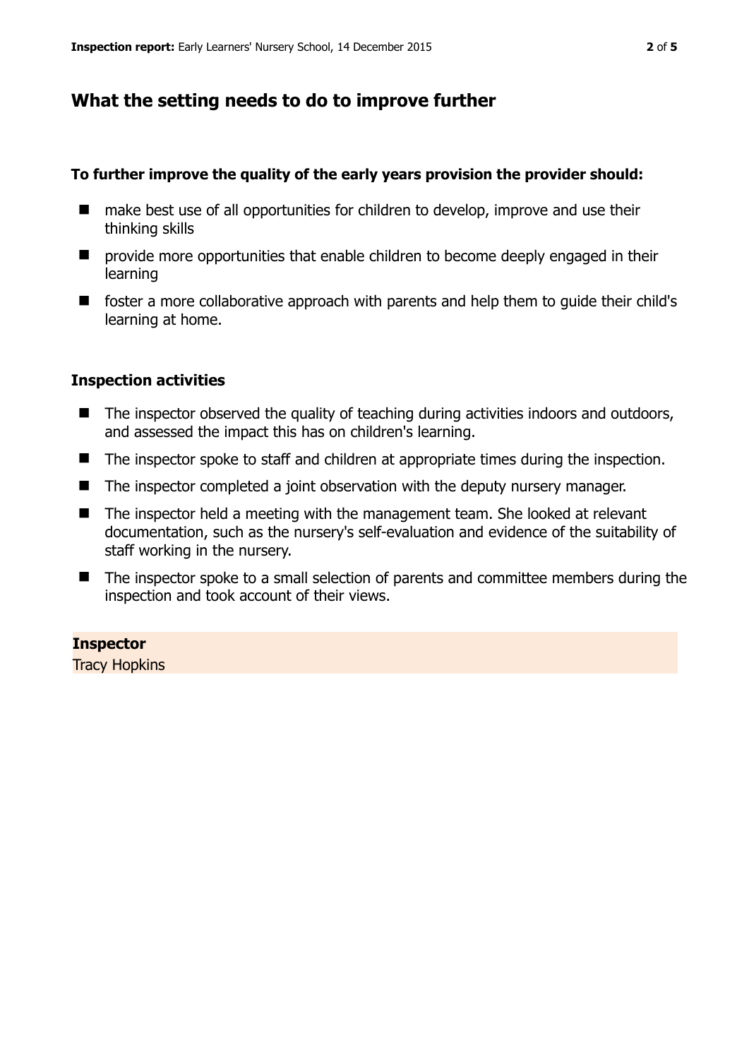## What the setting needs to do to improve further

**To further improve the quality of the early years provision the provider should:**

- make best use of all opportunities for children to develop, improve and use their thinking skills
- provide more opportunities that enable children to become deeply engaged in their learning
- foster a more collaborative approach with parents and help them to guide their child's learning at home.

### Inspection activities

- The inspector observed the quality of teaching during activities indoors and outdoors, and assessed the impact this has on children's learning.
- The inspector spoke to staff and children at appropriate times during the inspection.
- The inspector completed a joint observation with the deputy nursery manager.
- The inspector held a meeting with the management team. She looked at relevant documentation, such as the nursery's self-evaluation and evidence of the suitability of staff working in the nursery.
- The inspector spoke to a small selection of parents and committee members during the inspection and took account of their views.

**Inspector**

Tracy Hopkins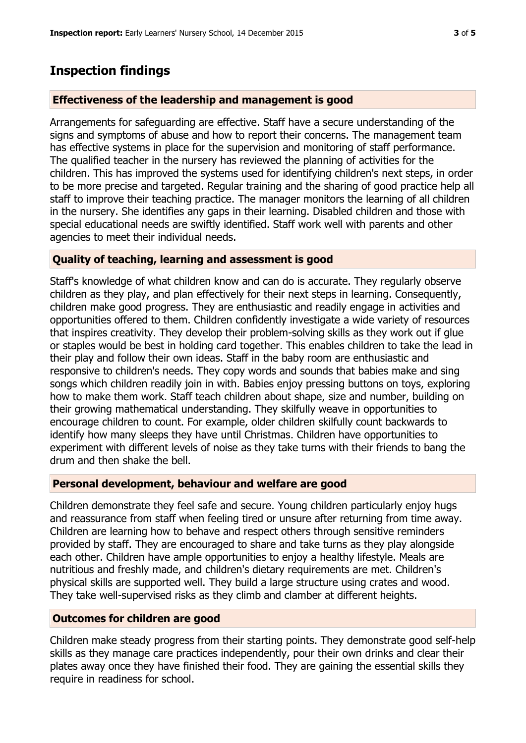# Inspection findings

## Effectiveness of the leadership and management is good

Arrangements for safeguarding are effective. Staff have a secure understanding of the signs and symptoms of abuse and how to report their concerns. The management team has effective systems in place for the supervision and monitoring of staff performance. The qualified teacher in the nursery has reviewed the planning of activities for the children. This has improved the systems used for identifying children's next steps, in order to be more precise and targeted. Regular training and the sharing of good practice help all staff to improve their teaching practice. The manager monitors the learning of all children in the nursery. She identifies any gaps in their learning. Disabled children and those with special educational needs are swiftly identified. Staff work well with parents and other agencies to meet their individual needs.

## Quality of teaching, learning and assessment is good

Staff's knowledge of what children know and can do is accurate. They regularly observe children as they play, and plan effectively for their next steps in learning. Consequently, children make good progress. They are enthusiastic and readily engage in activities and opportunities offered to them. Children confidently investigate a wide variety of resources that inspires creativity. They develop their problem-solving skills as they work out if glue or staples would be best in holding card together. This enables children to take the lead in their play and follow their own ideas. Staff in the baby room are enthusiastic and responsive to children's needs. They copy words and sounds that babies make and sing songs which children readily join in with. Babies enjoy pressing buttons on toys, exploring how to make them work. Staff teach children about shape, size and number, building on their growing mathematical understanding. They skilfully weave in opportunities to encourage children to count. For example, older children skilfully count backwards to identify how many sleeps they have until Christmas. Children have opportunities to experiment with different levels of noise as they take turns with their friends to bang the drum and then shake the bell.

## Personal development, behaviour and welfare are good

Children demonstrate they feel safe and secure. Young children particularly enjoy hugs and reassurance from staff when feeling tired or unsure after returning from time away. Children are learning how to behave and respect others through sensitive reminders provided by staff. They are encouraged to share and take turns as they play alongside each other. Children have ample opportunities to enjoy a healthy lifestyle. Meals are nutritious and freshly made, and children's dietary requirements are met. Children's physical skills are supported well. They build a large structure using crates and wood. They take well-supervised risks as they climb and clamber at different heights.

## Outcomes for children are good

Children make steady progress from their starting points. They demonstrate good self-help skills as they manage care practices independently, pour their own drinks and clear their plates away once they have finished their food. They are gaining the essential skills they require in readiness for school.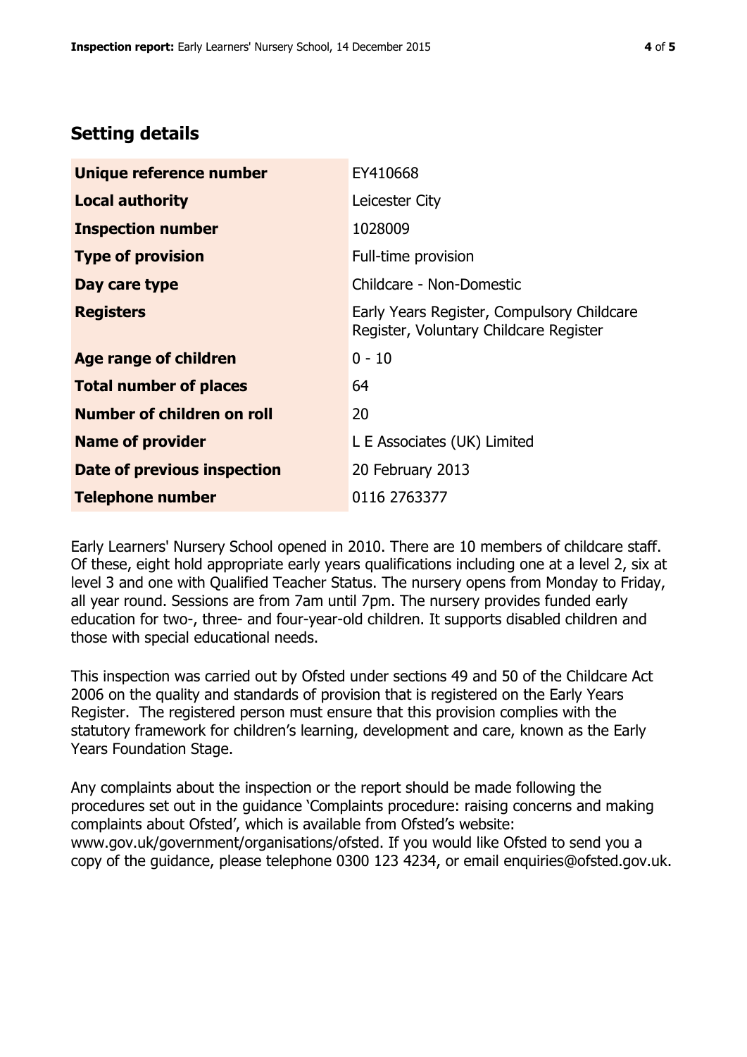## Setting details

| | |
|---|---|
| **Unique reference number** | EY410668 |
| **Local authority** | Leicester City |
| **Inspection number** | 1028009 |
| **Type of provision** | Full-time provision |
| **Day care type** | Childcare - Non-Domestic |
| **Registers** | Early Years Register, Compulsory Childcare Register, Voluntary Childcare Register |
| **Age range of children** | 0 - 10 |
| **Total number of places** | 64 |
| **Number of children on roll** | 20 |
| **Name of provider** | L E Associates (UK) Limited |
| **Date of previous inspection** | 20 February 2013 |
| **Telephone number** | 0116 2763377 |

Early Learners' Nursery School opened in 2010. There are 10 members of childcare staff. Of these, eight hold appropriate early years qualifications including one at a level 2, six at level 3 and one with Qualified Teacher Status. The nursery opens from Monday to Friday, all year round. Sessions are from 7am until 7pm. The nursery provides funded early education for two-, three- and four-year-old children. It supports disabled children and those with special educational needs.

This inspection was carried out by Ofsted under sections 49 and 50 of the Childcare Act 2006 on the quality and standards of provision that is registered on the Early Years Register. The registered person must ensure that this provision complies with the statutory framework for children's learning, development and care, known as the Early Years Foundation Stage.

Any complaints about the inspection or the report should be made following the procedures set out in the guidance 'Complaints procedure: raising concerns and making complaints about Ofsted', which is available from Ofsted's website: www.gov.uk/government/organisations/ofsted. If you would like Ofsted to send you a copy of the guidance, please telephone 0300 123 4234, or email enquiries@ofsted.gov.uk.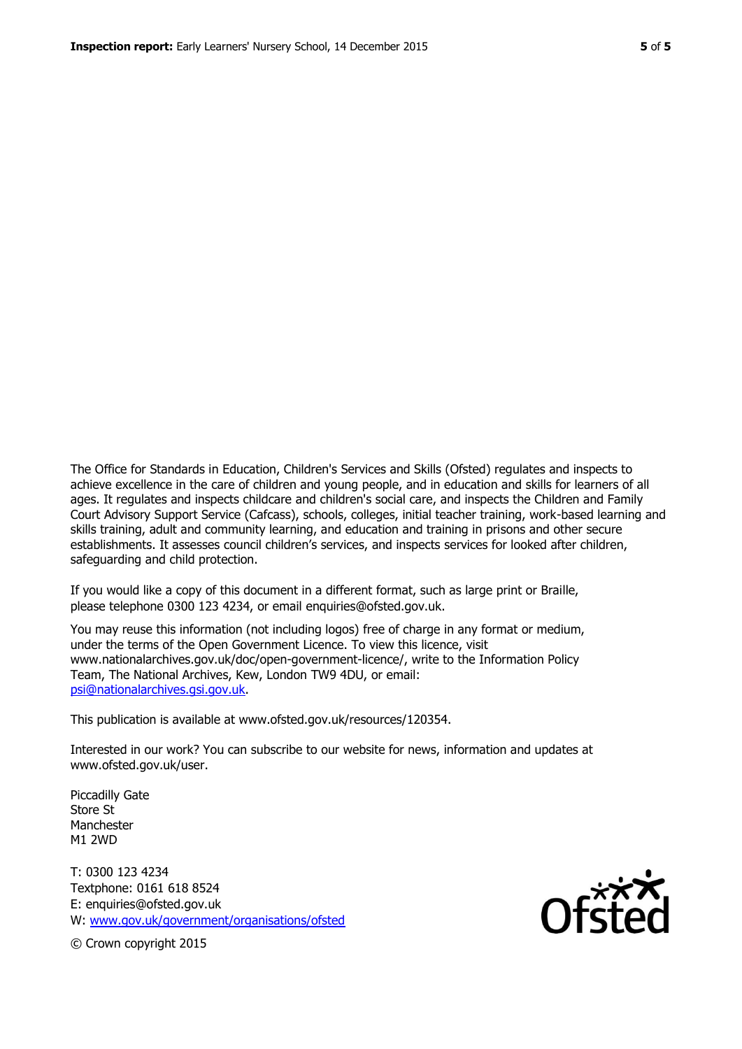The Office for Standards in Education, Children's Services and Skills (Ofsted) regulates and inspects to achieve excellence in the care of children and young people, and in education and skills for learners of all ages. It regulates and inspects childcare and children's social care, and inspects the Children and Family Court Advisory Support Service (Cafcass), schools, colleges, initial teacher training, work-based learning and skills training, adult and community learning, and education and training in prisons and other secure establishments. It assesses council children's services, and inspects services for looked after children, safeguarding and child protection.

If you would like a copy of this document in a different format, such as large print or Braille, please telephone 0300 123 4234, or email enquiries@ofsted.gov.uk.

You may reuse this information (not including logos) free of charge in any format or medium, under the terms of the Open Government Licence. To view this licence, visit www.nationalarchives.gov.uk/doc/open-government-licence/, write to the Information Policy Team, The National Archives, Kew, London TW9 4DU, or email: psi@nationalarchives.gsi.gov.uk.

This publication is available at www.ofsted.gov.uk/resources/120354.

Interested in our work? You can subscribe to our website for news, information and updates at www.ofsted.gov.uk/user.

Piccadilly Gate
Store St
Manchester
M1 2WD

T: 0300 123 4234
Textphone: 0161 618 8524
E: enquiries@ofsted.gov.uk
W: www.gov.uk/government/organisations/ofsted

© Crown copyright 2015